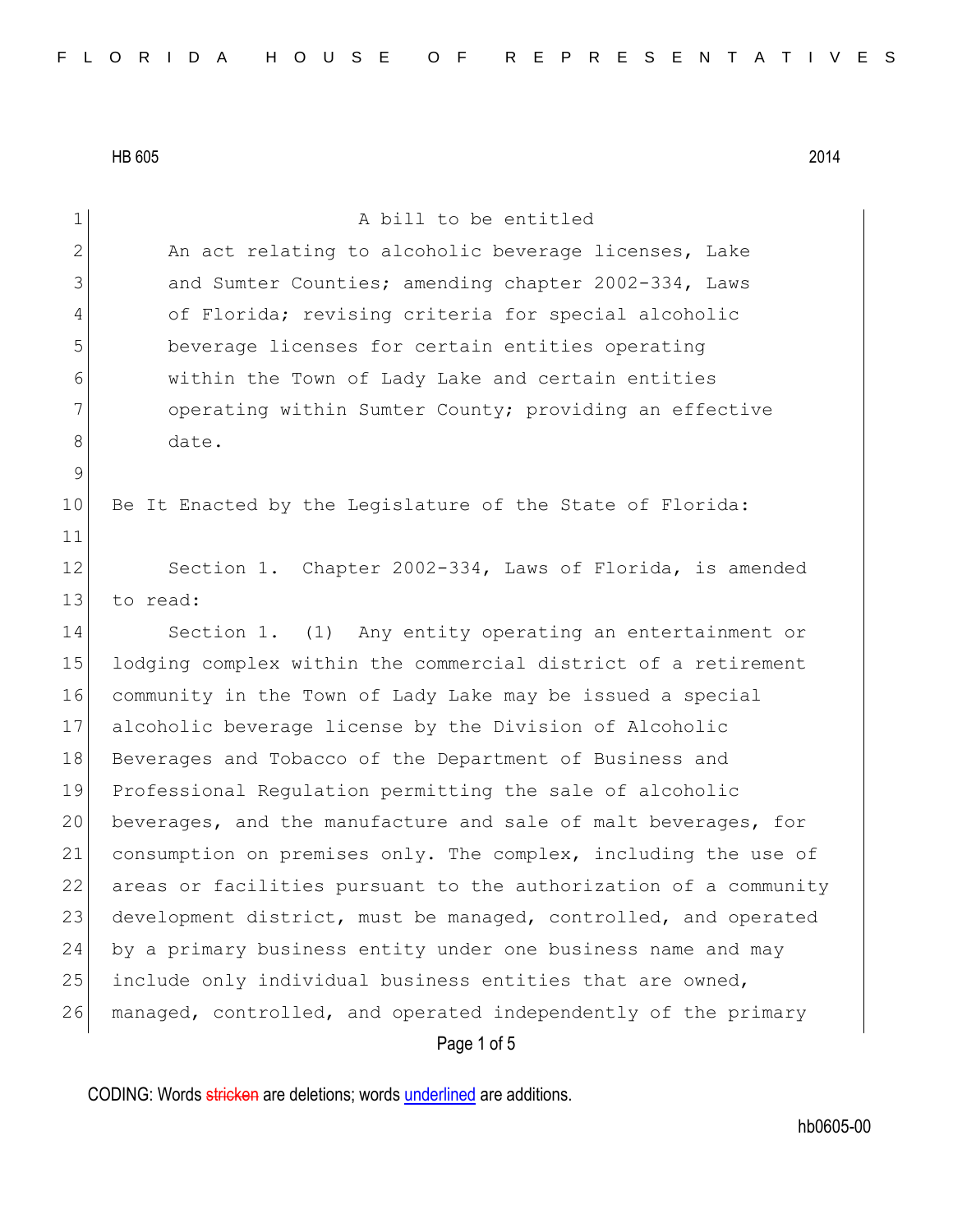HB 605 2014

A bill to be entitled

An act relating to alcoholic beverage licenses, Lake and Sumter Counties; amending chapter 2002-334, Laws of Florida; revising criteria for special alcoholic beverage licenses for certain entities operating within the Town of Lady Lake and certain entities operating within Sumter County; providing an effective date.

Be It Enacted by the Legislature of the State of Florida:

Section 1. Chapter 2002-334, Laws of Florida, is amended to read:

Section 1. (1) Any entity operating an entertainment or lodging complex within the commercial district of a retirement community in the Town of Lady Lake may be issued a special alcoholic beverage license by the Division of Alcoholic Beverages and Tobacco of the Department of Business and Professional Regulation permitting the sale of alcoholic beverages, and the manufacture and sale of malt beverages, for consumption on premises only. The complex, including the use of areas or facilities pursuant to the authorization of a community development district, must be managed, controlled, and operated by a primary business entity under one business name and may include only individual business entities that are owned, managed, controlled, and operated independently of the primary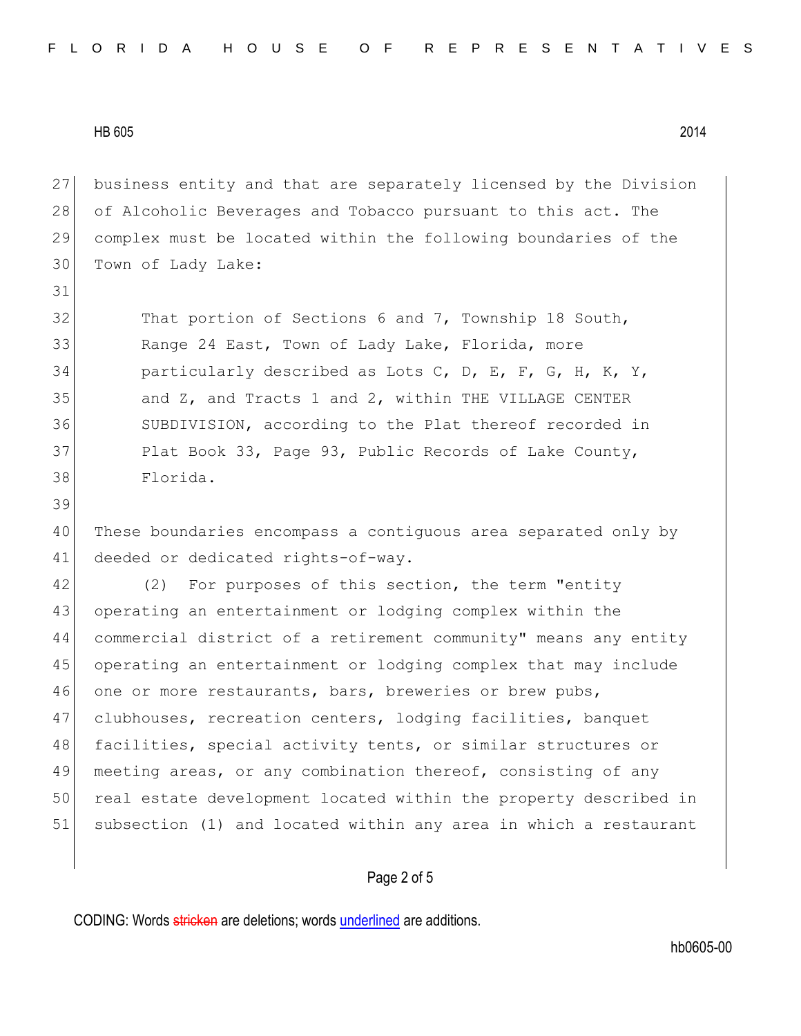business entity and that are separately licensed by the Division of Alcoholic Beverages and Tobacco pursuant to this act. The complex must be located within the following boundaries of the Town of Lady Lake:

> That portion of Sections 6 and 7, Township 18 South, Range 24 East, Town of Lady Lake, Florida, more particularly described as Lots C, D, E, F, G, H, K, Y, and Z, and Tracts 1 and 2, within THE VILLAGE CENTER SUBDIVISION, according to the Plat thereof recorded in Plat Book 33, Page 93, Public Records of Lake County, Florida.

These boundaries encompass a contiguous area separated only by deeded or dedicated rights-of-way.

(2) For purposes of this section, the term "entity operating an entertainment or lodging complex within the commercial district of a retirement community" means any entity operating an entertainment or lodging complex that may include one or more restaurants, bars, breweries or brew pubs, clubhouses, recreation centers, lodging facilities, banquet facilities, special activity tents, or similar structures or meeting areas, or any combination thereof, consisting of any real estate development located within the property described in subsection (1) and located within any area in which a restaurant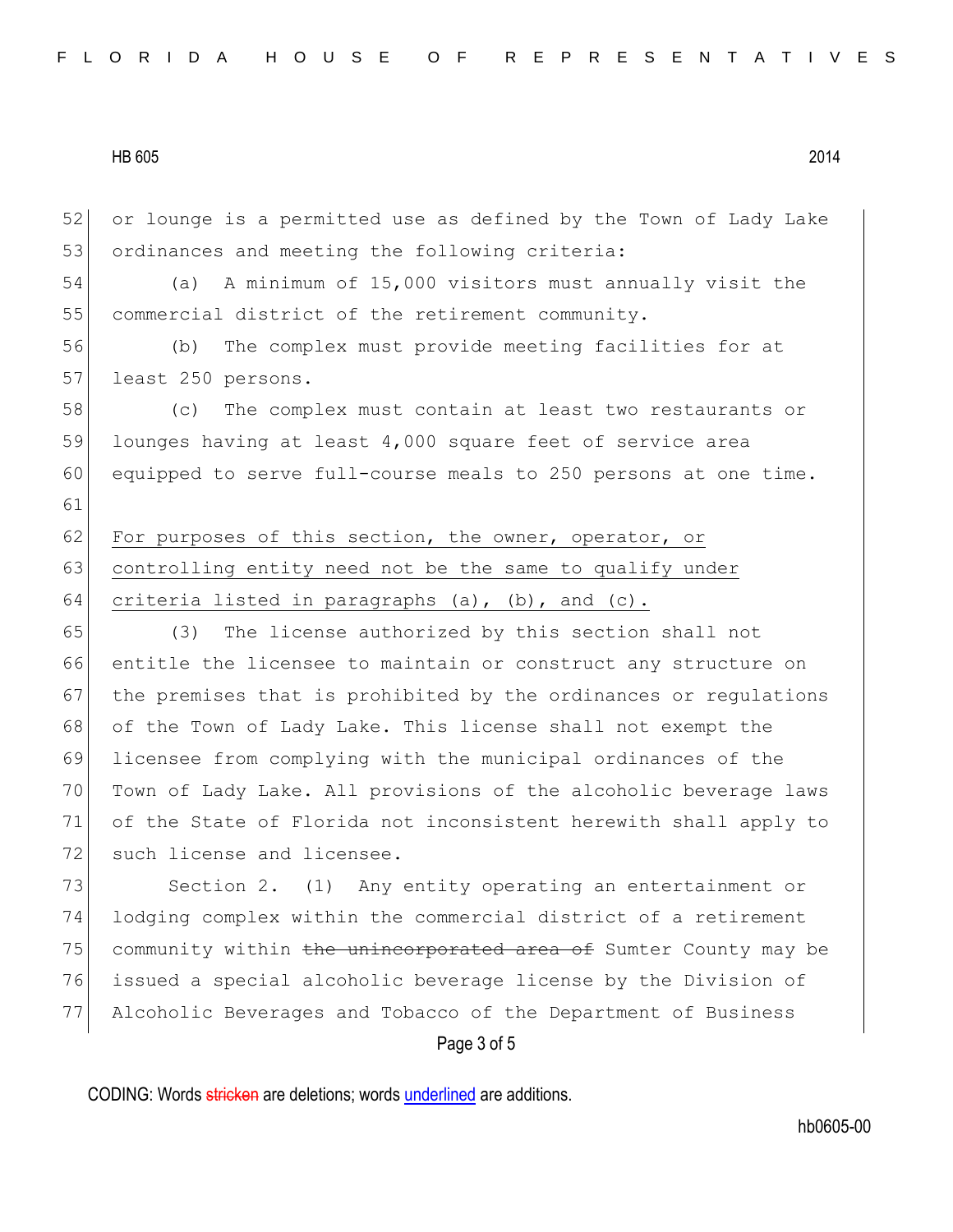or lounge is a permitted use as defined by the Town of Lady Lake ordinances and meeting the following criteria:

(a) A minimum of 15,000 visitors must annually visit the commercial district of the retirement community.

(b) The complex must provide meeting facilities for at least 250 persons.

(c) The complex must contain at least two restaurants or lounges having at least 4,000 square feet of service area equipped to serve full-course meals to 250 persons at one time.

<u>For purposes of this section, the owner, operator, or controlling entity need not be the same to qualify under criteria listed in paragraphs (a), (b), and (c).</u>

(3) The license authorized by this section shall not entitle the licensee to maintain or construct any structure on the premises that is prohibited by the ordinances or regulations of the Town of Lady Lake. This license shall not exempt the licensee from complying with the municipal ordinances of the Town of Lady Lake. All provisions of the alcoholic beverage laws of the State of Florida not inconsistent herewith shall apply to such license and licensee.

Section 2. (1) Any entity operating an entertainment or lodging complex within the commercial district of a retirement community within ~~the unincorporated area of~~ Sumter County may be issued a special alcoholic beverage license by the Division of Alcoholic Beverages and Tobacco of the Department of Business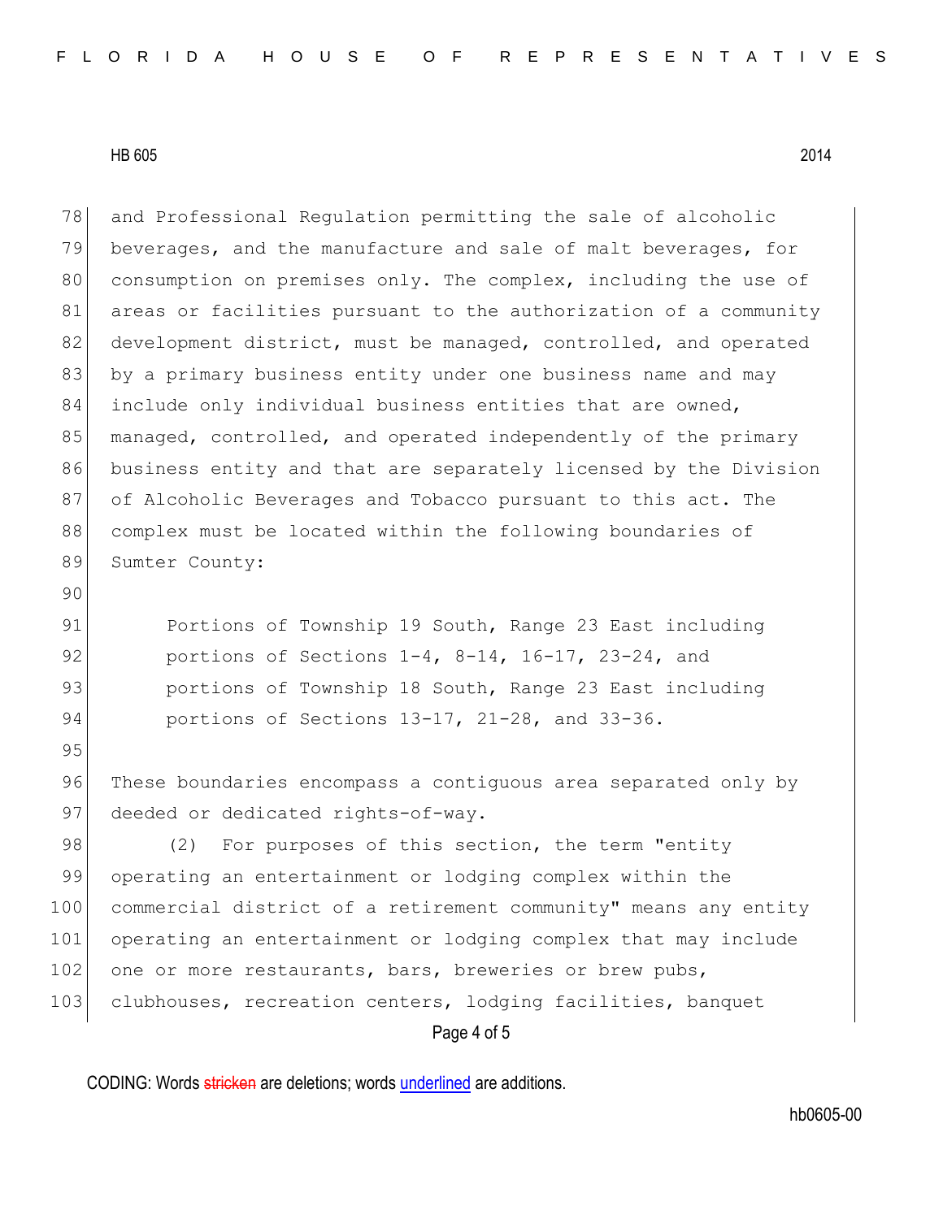and Professional Regulation permitting the sale of alcoholic beverages, and the manufacture and sale of malt beverages, for consumption on premises only. The complex, including the use of areas or facilities pursuant to the authorization of a community development district, must be managed, controlled, and operated by a primary business entity under one business name and may include only individual business entities that are owned, managed, controlled, and operated independently of the primary business entity and that are separately licensed by the Division of Alcoholic Beverages and Tobacco pursuant to this act. The complex must be located within the following boundaries of Sumter County:

> Portions of Township 19 South, Range 23 East including portions of Sections 1-4, 8-14, 16-17, 23-24, and portions of Township 18 South, Range 23 East including portions of Sections 13-17, 21-28, and 33-36.

These boundaries encompass a contiguous area separated only by deeded or dedicated rights-of-way.

(2) For purposes of this section, the term "entity operating an entertainment or lodging complex within the commercial district of a retirement community" means any entity operating an entertainment or lodging complex that may include one or more restaurants, bars, breweries or brew pubs, clubhouses, recreation centers, lodging facilities, banquet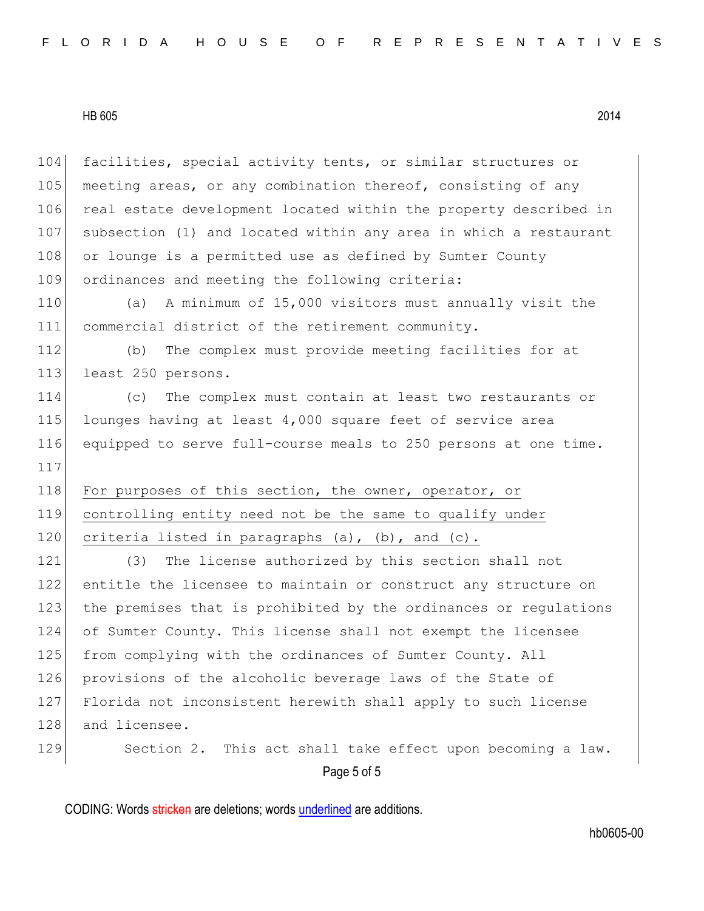facilities, special activity tents, or similar structures or meeting areas, or any combination thereof, consisting of any real estate development located within the property described in subsection (1) and located within any area in which a restaurant or lounge is a permitted use as defined by Sumter County ordinances and meeting the following criteria:

(a) A minimum of 15,000 visitors must annually visit the commercial district of the retirement community.

(b) The complex must provide meeting facilities for at least 250 persons.

(c) The complex must contain at least two restaurants or lounges having at least 4,000 square feet of service area equipped to serve full-course meals to 250 persons at one time.

<u>For purposes of this section, the owner, operator, or controlling entity need not be the same to qualify under criteria listed in paragraphs (a), (b), and (c).</u>

(3) The license authorized by this section shall not entitle the licensee to maintain or construct any structure on the premises that is prohibited by the ordinances or regulations of Sumter County. This license shall not exempt the licensee from complying with the ordinances of Sumter County. All provisions of the alcoholic beverage laws of the State of Florida not inconsistent herewith shall apply to such license and licensee.

Section 2. This act shall take effect upon becoming a law.